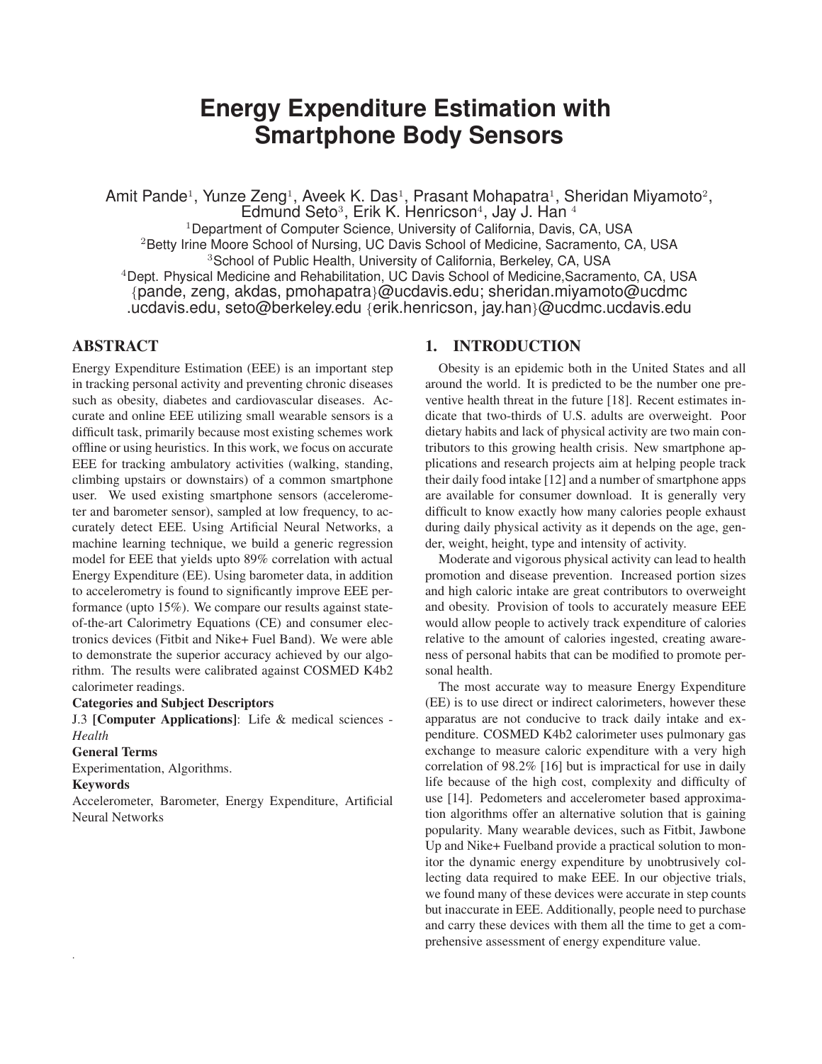# Energy Expenditure Estimation with Smartphone Body Sensors

Amit Pande[1], Yunze Zeng[1], Aveek K. Das[1], Prasant Mohapatra[1], Sheridan Miyamoto[2], Edmund Seto[3], Erik K. Henricson[4], Jay J. Han [4]

[1]Department of Computer Science, University of California, Davis, CA, USA
[2]Betty Irine Moore School of Nursing, UC Davis School of Medicine, Sacramento, CA, USA
[3]School of Public Health, University of California, Berkeley, CA, USA
[4]Dept. Physical Medicine and Rehabilitation, UC Davis School of Medicine,Sacramento, CA, USA
{pande, zeng, akdas, pmohapatra}@ucdavis.edu; sheridan.miyamoto@ucdmc .ucdavis.edu, seto@berkeley.edu {erik.henricson, jay.han}@ucdmc.ucdavis.edu

## ABSTRACT

Energy Expenditure Estimation (EEE) is an important step in tracking personal activity and preventing chronic diseases such as obesity, diabetes and cardiovascular diseases. Accurate and online EEE utilizing small wearable sensors is a difficult task, primarily because most existing schemes work offline or using heuristics. In this work, we focus on accurate EEE for tracking ambulatory activities (walking, standing, climbing upstairs or downstairs) of a common smartphone user. We used existing smartphone sensors (accelerometer and barometer sensor), sampled at low frequency, to accurately detect EEE. Using Artificial Neural Networks, a machine learning technique, we build a generic regression model for EEE that yields upto 89% correlation with actual Energy Expenditure (EE). Using barometer data, in addition to accelerometry is found to significantly improve EEE performance (upto 15%). We compare our results against state-of-the-art Calorimetry Equations (CE) and consumer electronics devices (Fitbit and Nike+ Fuel Band). We were able to demonstrate the superior accuracy achieved by our algorithm. The results were calibrated against COSMED K4b2 calorimeter readings.

**Categories and Subject Descriptors**

J.3 **[Computer Applications]**: Life & medical sciences - *Health*

**General Terms**

Experimentation, Algorithms.

**Keywords**

Accelerometer, Barometer, Energy Expenditure, Artificial Neural Networks

## 1. INTRODUCTION

Obesity is an epidemic both in the United States and all around the world. It is predicted to be the number one preventive health threat in the future [18]. Recent estimates indicate that two-thirds of U.S. adults are overweight. Poor dietary habits and lack of physical activity are two main contributors to this growing health crisis. New smartphone applications and research projects aim at helping people track their daily food intake [12] and a number of smartphone apps are available for consumer download. It is generally very difficult to know exactly how many calories people exhaust during daily physical activity as it depends on the age, gender, weight, height, type and intensity of activity.

Moderate and vigorous physical activity can lead to health promotion and disease prevention. Increased portion sizes and high caloric intake are great contributors to overweight and obesity. Provision of tools to accurately measure EEE would allow people to actively track expenditure of calories relative to the amount of calories ingested, creating awareness of personal habits that can be modified to promote personal health.

The most accurate way to measure Energy Expenditure (EE) is to use direct or indirect calorimeters, however these apparatus are not conducive to track daily intake and expenditure. COSMED K4b2 calorimeter uses pulmonary gas exchange to measure caloric expenditure with a very high correlation of 98.2% [16] but is impractical for use in daily life because of the high cost, complexity and difficulty of use [14]. Pedometers and accelerometer based approximation algorithms offer an alternative solution that is gaining popularity. Many wearable devices, such as Fitbit, Jawbone Up and Nike+ Fuelband provide a practical solution to monitor the dynamic energy expenditure by unobtrusively collecting data required to make EEE. In our objective trials, we found many of these devices were accurate in step counts but inaccurate in EEE. Additionally, people need to purchase and carry these devices with them all the time to get a comprehensive assessment of energy expenditure value.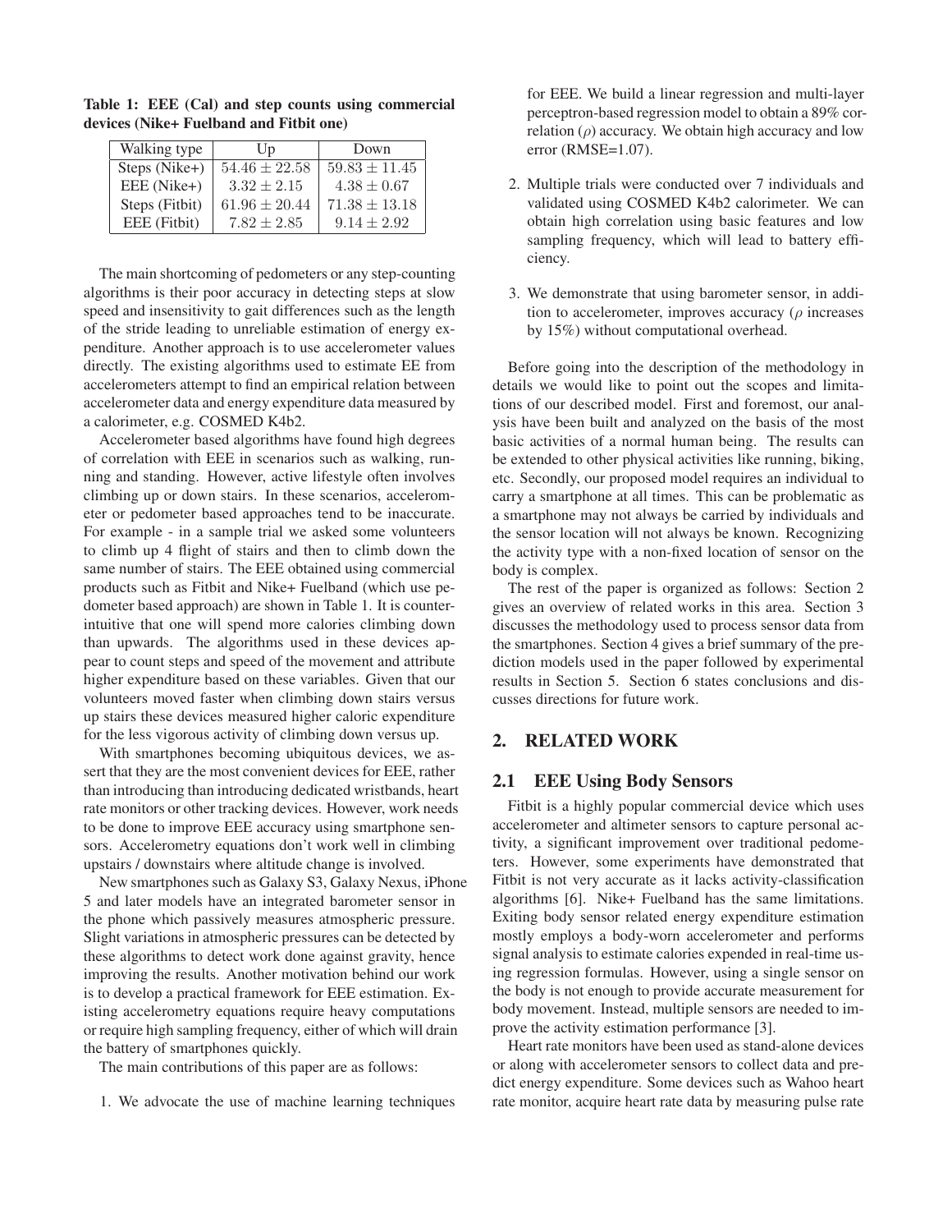**Table 1: EEE (Cal) and step counts using commercial devices (Nike+ Fuelband and Fitbit one)**

| Walking type | Up | Down |
|---|---|---|
| Steps (Nike+) | $54.46 \pm 22.58$ | $59.83 \pm 11.45$ |
| EEE (Nike+) | $3.32 \pm 2.15$ | $4.38 \pm 0.67$ |
| Steps (Fitbit) | $61.96 \pm 20.44$ | $71.38 \pm 13.18$ |
| EEE (Fitbit) | $7.82 \pm 2.85$ | $9.14 \pm 2.92$ |

The main shortcoming of pedometers or any step-counting algorithms is their poor accuracy in detecting steps at slow speed and insensitivity to gait differences such as the length of the stride leading to unreliable estimation of energy expenditure. Another approach is to use accelerometer values directly. The existing algorithms used to estimate EE from accelerometers attempt to find an empirical relation between accelerometer data and energy expenditure data measured by a calorimeter, e.g. COSMED K4b2.

Accelerometer based algorithms have found high degrees of correlation with EEE in scenarios such as walking, running and standing. However, active lifestyle often involves climbing up or down stairs. In these scenarios, accelerometer or pedometer based approaches tend to be inaccurate. For example - in a sample trial we asked some volunteers to climb up 4 flight of stairs and then to climb down the same number of stairs. The EEE obtained using commercial products such as Fitbit and Nike+ Fuelband (which use pedometer based approach) are shown in Table 1. It is counter-intuitive that one will spend more calories climbing down than upwards. The algorithms used in these devices appear to count steps and speed of the movement and attribute higher expenditure based on these variables. Given that our volunteers moved faster when climbing down stairs versus up stairs these devices measured higher caloric expenditure for the less vigorous activity of climbing down versus up.

With smartphones becoming ubiquitous devices, we assert that they are the most convenient devices for EEE, rather than introducing than introducing dedicated wristbands, heart rate monitors or other tracking devices. However, work needs to be done to improve EEE accuracy using smartphone sensors. Accelerometry equations don't work well in climbing upstairs / downstairs where altitude change is involved.

New smartphones such as Galaxy S3, Galaxy Nexus, iPhone 5 and later models have an integrated barometer sensor in the phone which passively measures atmospheric pressure. Slight variations in atmospheric pressures can be detected by these algorithms to detect work done against gravity, hence improving the results. Another motivation behind our work is to develop a practical framework for EEE estimation. Existing accelerometry equations require heavy computations or require high sampling frequency, either of which will drain the battery of smartphones quickly.

The main contributions of this paper are as follows:

1. We advocate the use of machine learning techniques for EEE. We build a linear regression and multi-layer perceptron-based regression model to obtain a 89% correlation ($\rho$) accuracy. We obtain high accuracy and low error (RMSE=1.07).
2. Multiple trials were conducted over 7 individuals and validated using COSMED K4b2 calorimeter. We can obtain high correlation using basic features and low sampling frequency, which will lead to battery efficiency.
3. We demonstrate that using barometer sensor, in addition to accelerometer, improves accuracy ($\rho$ increases by 15%) without computational overhead.

Before going into the description of the methodology in details we would like to point out the scopes and limitations of our described model. First and foremost, our analysis have been built and analyzed on the basis of the most basic activities of a normal human being. The results can be extended to other physical activities like running, biking, etc. Secondly, our proposed model requires an individual to carry a smartphone at all times. This can be problematic as a smartphone may not always be carried by individuals and the sensor location will not always be known. Recognizing the activity type with a non-fixed location of sensor on the body is complex.

The rest of the paper is organized as follows: Section 2 gives an overview of related works in this area. Section 3 discusses the methodology used to process sensor data from the smartphones. Section 4 gives a brief summary of the prediction models used in the paper followed by experimental results in Section 5. Section 6 states conclusions and discusses directions for future work.

## 2. RELATED WORK

### 2.1 EEE Using Body Sensors

Fitbit is a highly popular commercial device which uses accelerometer and altimeter sensors to capture personal activity, a significant improvement over traditional pedometers. However, some experiments have demonstrated that Fitbit is not very accurate as it lacks activity-classification algorithms [6]. Nike+ Fuelband has the same limitations. Exiting body sensor related energy expenditure estimation mostly employs a body-worn accelerometer and performs signal analysis to estimate calories expended in real-time using regression formulas. However, using a single sensor on the body is not enough to provide accurate measurement for body movement. Instead, multiple sensors are needed to improve the activity estimation performance [3].

Heart rate monitors have been used as stand-alone devices or along with accelerometer sensors to collect data and predict energy expenditure. Some devices such as Wahoo heart rate monitor, acquire heart rate data by measuring pulse rate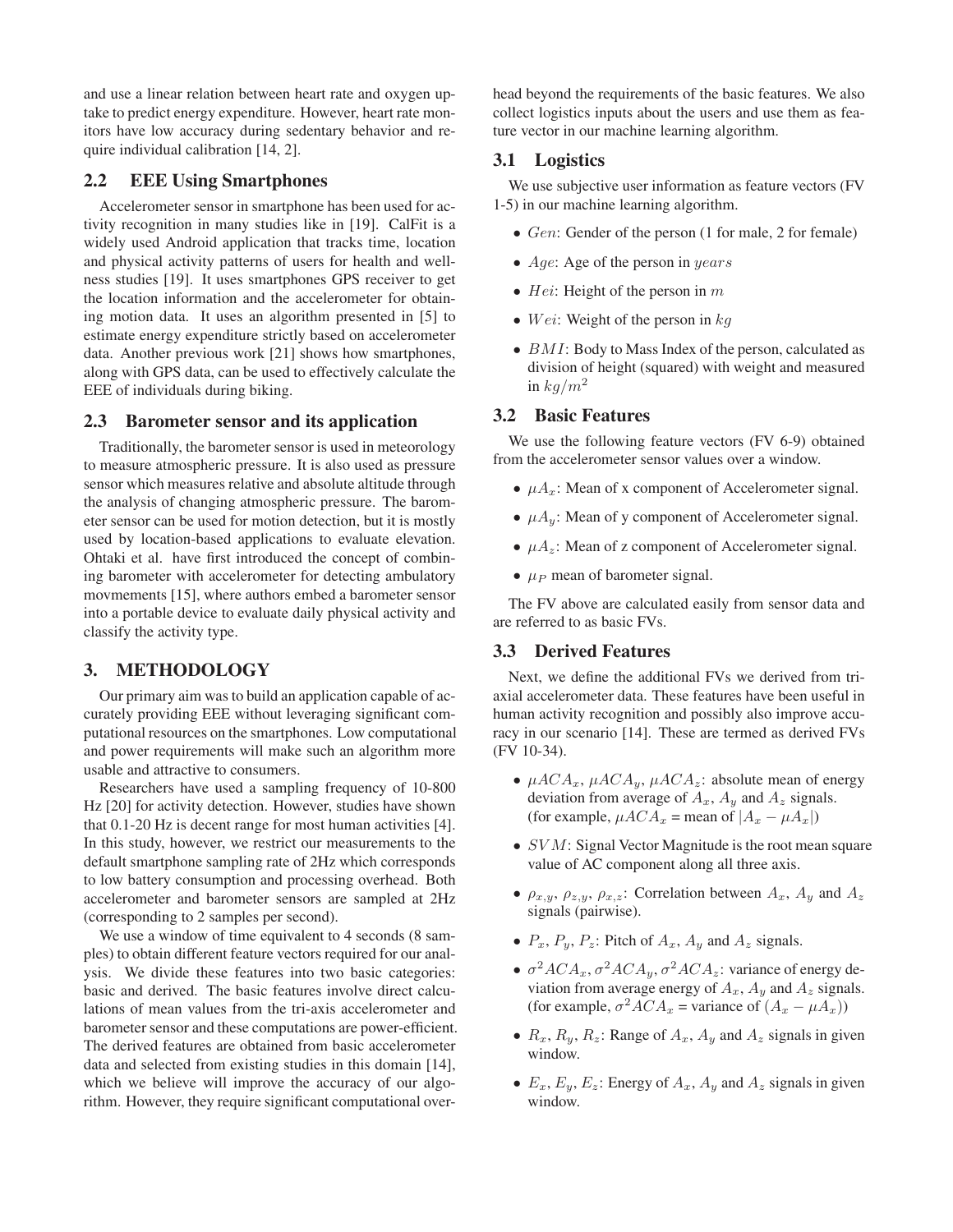and use a linear relation between heart rate and oxygen uptake to predict energy expenditure. However, heart rate monitors have low accuracy during sedentary behavior and require individual calibration [14, 2].

## 2.2 EEE Using Smartphones

Accelerometer sensor in smartphone has been used for activity recognition in many studies like in [19]. CalFit is a widely used Android application that tracks time, location and physical activity patterns of users for health and wellness studies [19]. It uses smartphones GPS receiver to get the location information and the accelerometer for obtaining motion data. It uses an algorithm presented in [5] to estimate energy expenditure strictly based on accelerometer data. Another previous work [21] shows how smartphones, along with GPS data, can be used to effectively calculate the EEE of individuals during biking.

## 2.3 Barometer sensor and its application

Traditionally, the barometer sensor is used in meteorology to measure atmospheric pressure. It is also used as pressure sensor which measures relative and absolute altitude through the analysis of changing atmospheric pressure. The barometer sensor can be used for motion detection, but it is mostly used by location-based applications to evaluate elevation. Ohtaki et al. have first introduced the concept of combining barometer with accelerometer for detecting ambulatory movmements [15], where authors embed a barometer sensor into a portable device to evaluate daily physical activity and classify the activity type.

# 3. METHODOLOGY

Our primary aim was to build an application capable of accurately providing EEE without leveraging significant computational resources on the smartphones. Low computational and power requirements will make such an algorithm more usable and attractive to consumers.

Researchers have used a sampling frequency of 10-800 Hz [20] for activity detection. However, studies have shown that 0.1-20 Hz is decent range for most human activities [4]. In this study, however, we restrict our measurements to the default smartphone sampling rate of 2Hz which corresponds to low battery consumption and processing overhead. Both accelerometer and barometer sensors are sampled at 2Hz (corresponding to 2 samples per second).

We use a window of time equivalent to 4 seconds (8 samples) to obtain different feature vectors required for our analysis. We divide these features into two basic categories: basic and derived. The basic features involve direct calculations of mean values from the tri-axis accelerometer and barometer sensor and these computations are power-efficient. The derived features are obtained from basic accelerometer data and selected from existing studies in this domain [14], which we believe will improve the accuracy of our algorithm. However, they require significant computational overhead beyond the requirements of the basic features. We also collect logistics inputs about the users and use them as feature vector in our machine learning algorithm.

## 3.1 Logistics

We use subjective user information as feature vectors (FV 1-5) in our machine learning algorithm.

- $Gen$: Gender of the person (1 for male, 2 for female)
- $Age$: Age of the person in $years$
- $Hei$: Height of the person in $m$
- $Wei$: Weight of the person in $kg$
- $BMI$: Body to Mass Index of the person, calculated as division of height (squared) with weight and measured in $kg/m^2$

## 3.2 Basic Features

We use the following feature vectors (FV 6-9) obtained from the accelerometer sensor values over a window.

- $\mu A_x$: Mean of x component of Accelerometer signal.
- $\mu A_y$: Mean of y component of Accelerometer signal.
- $\mu A_z$: Mean of z component of Accelerometer signal.
- $\mu_P$ mean of barometer signal.

The FV above are calculated easily from sensor data and are referred to as basic FVs.

## 3.3 Derived Features

Next, we define the additional FVs we derived from tri-axial accelerometer data. These features have been useful in human activity recognition and possibly also improve accuracy in our scenario [14]. These are termed as derived FVs (FV 10-34).

- $\mu ACA_x$, $\mu ACA_y$, $\mu ACA_z$: absolute mean of energy deviation from average of $A_x$, $A_y$ and $A_z$ signals. (for example, $\mu ACA_x$ = mean of $|A_x - \mu A_x|$)
- $SVM$: Signal Vector Magnitude is the root mean square value of AC component along all three axis.
- $\rho_{x,y}$, $\rho_{z,y}$, $\rho_{x,z}$: Correlation between $A_x$, $A_y$ and $A_z$ signals (pairwise).
- $P_x$, $P_y$, $P_z$: Pitch of $A_x$, $A_y$ and $A_z$ signals.
- $\sigma^2 ACA_x$, $\sigma^2 ACA_y$, $\sigma^2 ACA_z$: variance of energy deviation from average energy of $A_x$, $A_y$ and $A_z$ signals. (for example, $\sigma^2 ACA_x$ = variance of $(A_x - \mu A_x)$)
- $R_x$, $R_y$, $R_z$: Range of $A_x$, $A_y$ and $A_z$ signals in given window.
- $E_x$, $E_y$, $E_z$: Energy of $A_x$, $A_y$ and $A_z$ signals in given window.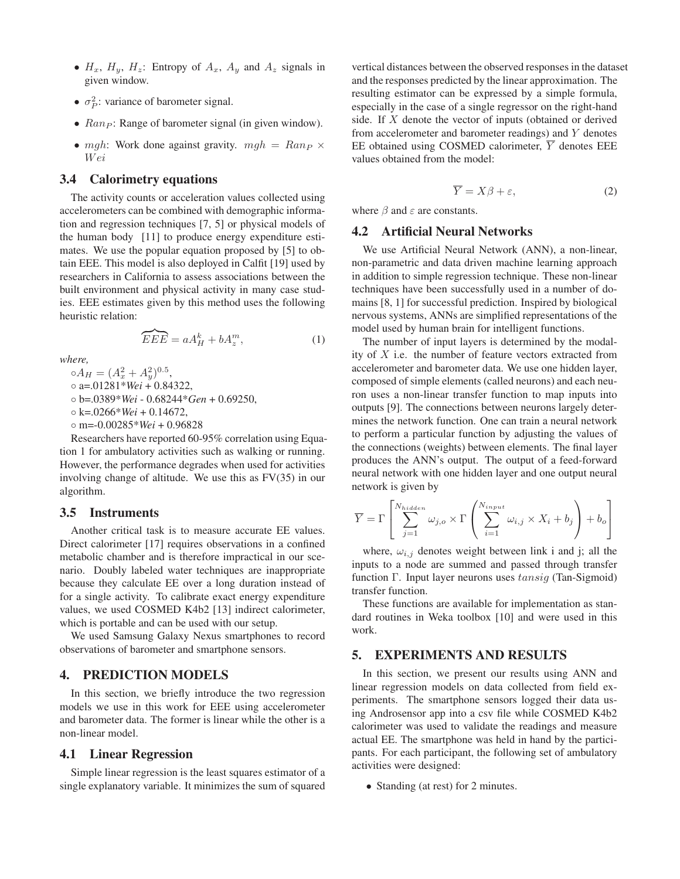- $H_x$, $H_y$, $H_z$: Entropy of $A_x$, $A_y$ and $A_z$ signals in given window.
- $\sigma_P^2$: variance of barometer signal.
- $Ran_P$: Range of barometer signal (in given window).
- $mgh$: Work done against gravity. $mgh = Ran_P \times Wei$

### 3.4 Calorimetry equations

The activity counts or acceleration values collected using accelerometers can be combined with demographic information and regression techniques [7, 5] or physical models of the human body [11] to produce energy expenditure estimates. We use the popular equation proposed by [5] to obtain EEE. This model is also deployed in Calfit [19] used by researchers in California to assess associations between the built environment and physical activity in many case studies. EEE estimates given by this method uses the following heuristic relation:

$$\widehat{EEE} = aA_H^k + bA_z^m, \tag{1}$$

*where,*

$\circ A_H = (A_x^2 + A_y^2)^{0.5}$,
○ a=.01281\**Wei* + 0.84322,
○ b=.0389\**Wei* - 0.68244\**Gen* + 0.69250,
○ k=.0266\**Wei* + 0.14672,
○ m=-0.00285\**Wei* + 0.96828

Researchers have reported 60-95% correlation using Equation 1 for ambulatory activities such as walking or running. However, the performance degrades when used for activities involving change of altitude. We use this as FV(35) in our algorithm.

### 3.5 Instruments

Another critical task is to measure accurate EE values. Direct calorimeter [17] requires observations in a confined metabolic chamber and is therefore impractical in our scenario. Doubly labeled water techniques are inappropriate because they calculate EE over a long duration instead of for a single activity. To calibrate exact energy expenditure values, we used COSMED K4b2 [13] indirect calorimeter, which is portable and can be used with our setup.

We used Samsung Galaxy Nexus smartphones to record observations of barometer and smartphone sensors.

## 4. PREDICTION MODELS

In this section, we briefly introduce the two regression models we use in this work for EEE using accelerometer and barometer data. The former is linear while the other is a non-linear model.

### 4.1 Linear Regression

Simple linear regression is the least squares estimator of a single explanatory variable. It minimizes the sum of squared vertical distances between the observed responses in the dataset and the responses predicted by the linear approximation. The resulting estimator can be expressed by a simple formula, especially in the case of a single regressor on the right-hand side. If $X$ denote the vector of inputs (obtained or derived from accelerometer and barometer readings) and $Y$ denotes EE obtained using COSMED calorimeter, $\overline{Y}$ denotes EEE values obtained from the model:

$$\overline{Y} = X\beta + \varepsilon, \tag{2}$$

where $\beta$ and $\varepsilon$ are constants.

### 4.2 Artificial Neural Networks

We use Artificial Neural Network (ANN), a non-linear, non-parametric and data driven machine learning approach in addition to simple regression technique. These non-linear techniques have been successfully used in a number of domains [8, 1] for successful prediction. Inspired by biological nervous systems, ANNs are simplified representations of the model used by human brain for intelligent functions.

The number of input layers is determined by the modality of $X$ i.e. the number of feature vectors extracted from accelerometer and barometer data. We use one hidden layer, composed of simple elements (called neurons) and each neuron uses a non-linear transfer function to map inputs into outputs [9]. The connections between neurons largely determines the network function. One can train a neural network to perform a particular function by adjusting the values of the connections (weights) between elements. The final layer produces the ANN's output. The output of a feed-forward neural network with one hidden layer and one output neural network is given by

$$\overline{Y} = \Gamma\left[\sum_{j=1}^{N_{hidden}} \omega_{j,o} \times \Gamma\left(\sum_{i=1}^{N_{input}} \omega_{i,j} \times X_i + b_j\right) + b_o\right]$$

where, $\omega_{i,j}$ denotes weight between link i and j; all the inputs to a node are summed and passed through transfer function $\Gamma$. Input layer neurons uses $tansig$ (Tan-Sigmoid) transfer function.

These functions are available for implementation as standard routines in Weka toolbox [10] and were used in this work.

## 5. EXPERIMENTS AND RESULTS

In this section, we present our results using ANN and linear regression models on data collected from field experiments. The smartphone sensors logged their data using Androsensor app into a csv file while COSMED K4b2 calorimeter was used to validate the readings and measure actual EE. The smartphone was held in hand by the participants. For each participant, the following set of ambulatory activities were designed:

- Standing (at rest) for 2 minutes.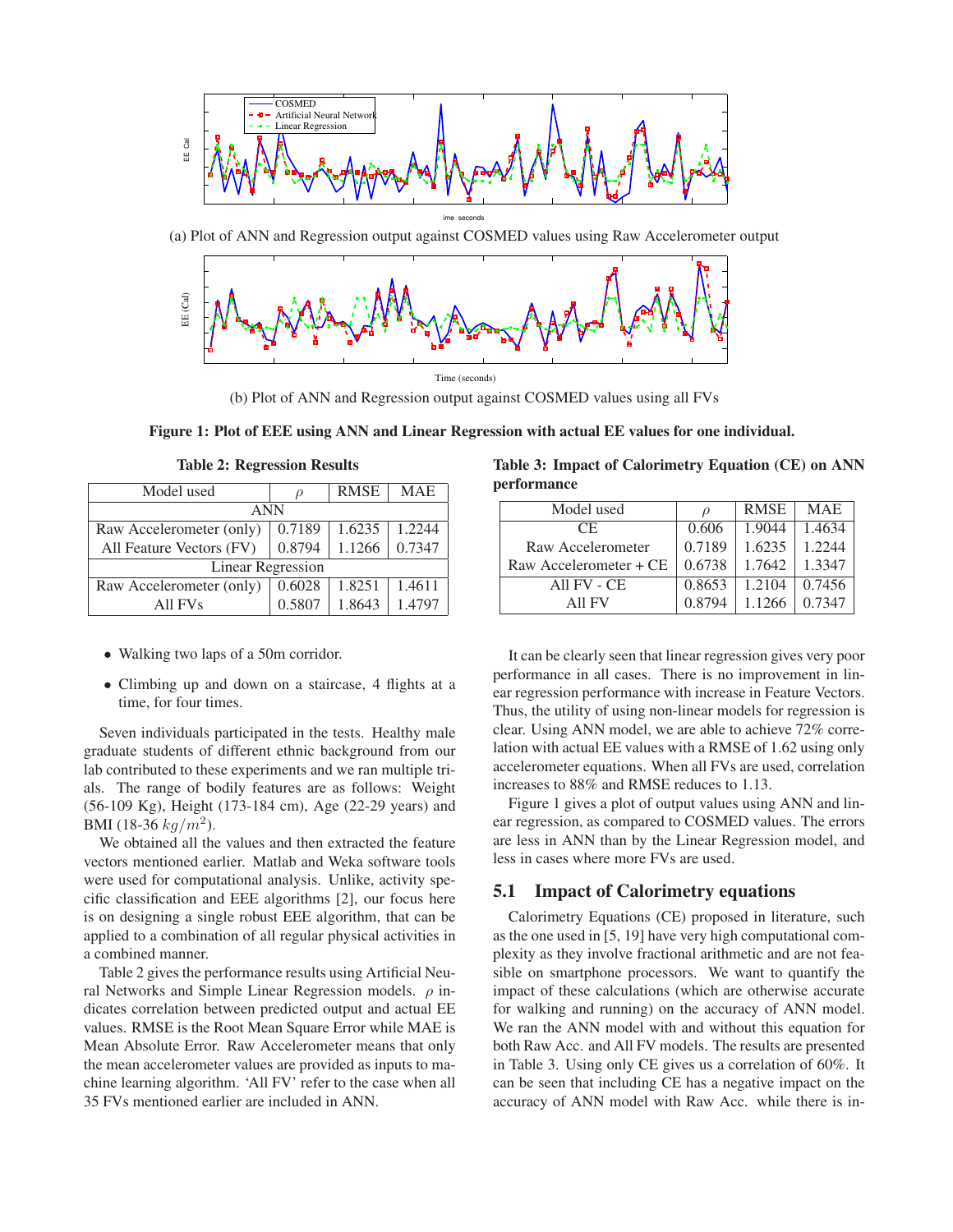(a) Plot of ANN and Regression output against COSMED values using Raw Accelerometer output

(b) Plot of ANN and Regression output against COSMED values using all FVs

**Figure 1: Plot of EEE using ANN and Linear Regression with actual EE values for one individual.**

**Table 2: Regression Results**

| Model used | $\rho$ | RMSE | MAE |
|---|---|---|---|
| ANN | | | |
| Raw Accelerometer (only) | 0.7189 | 1.6235 | 1.2244 |
| All Feature Vectors (FV) | 0.8794 | 1.1266 | 0.7347 |
| Linear Regression | | | |
| Raw Accelerometer (only) | 0.6028 | 1.8251 | 1.4611 |
| All FVs | 0.5807 | 1.8643 | 1.4797 |

- Walking two laps of a 50m corridor.
- Climbing up and down on a staircase, 4 flights at a time, for four times.

Seven individuals participated in the tests. Healthy male graduate students of different ethnic background from our lab contributed to these experiments and we ran multiple trials. The range of bodily features are as follows: Weight (56-109 Kg), Height (173-184 cm), Age (22-29 years) and BMI (18-36 $kg/m^2$).

We obtained all the values and then extracted the feature vectors mentioned earlier. Matlab and Weka software tools were used for computational analysis. Unlike, activity specific classification and EEE algorithms [2], our focus here is on designing a single robust EEE algorithm, that can be applied to a combination of all regular physical activities in a combined manner.

Table 2 gives the performance results using Artificial Neural Networks and Simple Linear Regression models. $\rho$ indicates correlation between predicted output and actual EE values. RMSE is the Root Mean Square Error while MAE is Mean Absolute Error. Raw Accelerometer means that only the mean accelerometer values are provided as inputs to machine learning algorithm. 'All FV' refer to the case when all 35 FVs mentioned earlier are included in ANN.

**Table 3: Impact of Calorimetry Equation (CE) on ANN performance**

| Model used | $\rho$ | RMSE | MAE |
|---|---|---|---|
| CE | 0.606 | 1.9044 | 1.4634 |
| Raw Accelerometer | 0.7189 | 1.6235 | 1.2244 |
| Raw Accelerometer + CE | 0.6738 | 1.7642 | 1.3347 |
| All FV - CE | 0.8653 | 1.2104 | 0.7456 |
| All FV | 0.8794 | 1.1266 | 0.7347 |

It can be clearly seen that linear regression gives very poor performance in all cases. There is no improvement in linear regression performance with increase in Feature Vectors. Thus, the utility of using non-linear models for regression is clear. Using ANN model, we are able to achieve 72% correlation with actual EE values with a RMSE of 1.62 using only accelerometer equations. When all FVs are used, correlation increases to 88% and RMSE reduces to 1.13.

Figure 1 gives a plot of output values using ANN and linear regression, as compared to COSMED values. The errors are less in ANN than by the Linear Regression model, and less in cases where more FVs are used.

## 5.1 Impact of Calorimetry equations

Calorimetry Equations (CE) proposed in literature, such as the one used in [5, 19] have very high computational complexity as they involve fractional arithmetic and are not feasible on smartphone processors. We want to quantify the impact of these calculations (which are otherwise accurate for walking and running) on the accuracy of ANN model. We ran the ANN model with and without this equation for both Raw Acc. and All FV models. The results are presented in Table 3. Using only CE gives us a correlation of 60%. It can be seen that including CE has a negative impact on the accuracy of ANN model with Raw Acc. while there is in-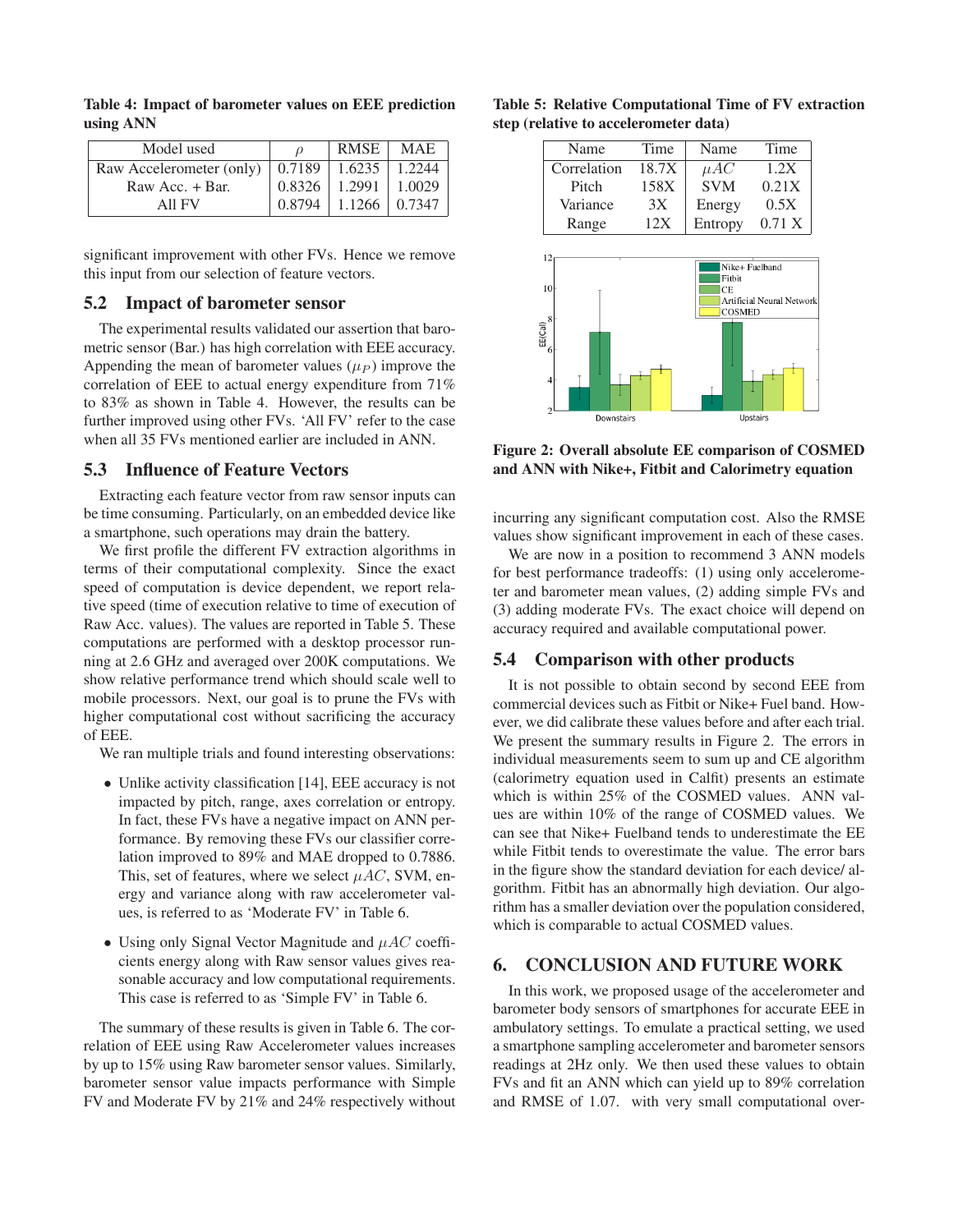**Table 4: Impact of barometer values on EEE prediction using ANN**

| Model used | $\rho$ | RMSE | MAE |
|---|---|---|---|
| Raw Accelerometer (only) | 0.7189 | 1.6235 | 1.2244 |
| Raw Acc. + Bar. | 0.8326 | 1.2991 | 1.0029 |
| All FV | 0.8794 | 1.1266 | 0.7347 |

significant improvement with other FVs. Hence we remove this input from our selection of feature vectors.

## 5.2 Impact of barometer sensor

The experimental results validated our assertion that barometric sensor (Bar.) has high correlation with EEE accuracy. Appending the mean of barometer values ($\mu_P$) improve the correlation of EEE to actual energy expenditure from 71% to 83% as shown in Table 4. However, the results can be further improved using other FVs. 'All FV' refer to the case when all 35 FVs mentioned earlier are included in ANN.

## 5.3 Influence of Feature Vectors

Extracting each feature vector from raw sensor inputs can be time consuming. Particularly, on an embedded device like a smartphone, such operations may drain the battery.

We first profile the different FV extraction algorithms in terms of their computational complexity. Since the exact speed of computation is device dependent, we report relative speed (time of execution relative to time of execution of Raw Acc. values). The values are reported in Table 5. These computations are performed with a desktop processor running at 2.6 GHz and averaged over 200K computations. We show relative performance trend which should scale well to mobile processors. Next, our goal is to prune the FVs with higher computational cost without sacrificing the accuracy of EEE.

We ran multiple trials and found interesting observations:

- Unlike activity classification [14], EEE accuracy is not impacted by pitch, range, axes correlation or entropy. In fact, these FVs have a negative impact on ANN performance. By removing these FVs our classifier correlation improved to 89% and MAE dropped to 0.7886. This, set of features, where we select $\mu AC$, SVM, energy and variance along with raw accelerometer values, is referred to as 'Moderate FV' in Table 6.
- Using only Signal Vector Magnitude and $\mu AC$ coefficients energy along with Raw sensor values gives reasonable accuracy and low computational requirements. This case is referred to as 'Simple FV' in Table 6.

The summary of these results is given in Table 6. The correlation of EEE using Raw Accelerometer values increases by up to 15% using Raw barometer sensor values. Similarly, barometer sensor value impacts performance with Simple FV and Moderate FV by 21% and 24% respectively without incurring any significant computation cost. Also the RMSE values show significant improvement in each of these cases.

**Table 5: Relative Computational Time of FV extraction step (relative to accelerometer data)**

| Name | Time | Name | Time |
|---|---|---|---|
| Correlation | 18.7X | $\mu AC$ | 1.2X |
| Pitch | 158X | SVM | 0.21X |
| Variance | 3X | Energy | 0.5X |
| Range | 12X | Entropy | 0.71 X |

**Figure 2: Overall absolute EE comparison of COSMED and ANN with Nike+, Fitbit and Calorimetry equation**

We are now in a position to recommend 3 ANN models for best performance tradeoffs: (1) using only accelerometer and barometer mean values, (2) adding simple FVs and (3) adding moderate FVs. The exact choice will depend on accuracy required and available computational power.

## 5.4 Comparison with other products

It is not possible to obtain second by second EEE from commercial devices such as Fitbit or Nike+ Fuel band. However, we did calibrate these values before and after each trial. We present the summary results in Figure 2. The errors in individual measurements seem to sum up and CE algorithm (calorimetry equation used in Calfit) presents an estimate which is within 25% of the COSMED values. ANN values are within 10% of the range of COSMED values. We can see that Nike+ Fuelband tends to underestimate the EE while Fitbit tends to overestimate the value. The error bars in the figure show the standard deviation for each device/ algorithm. Fitbit has an abnormally high deviation. Our algorithm has a smaller deviation over the population considered, which is comparable to actual COSMED values.

# 6. CONCLUSION AND FUTURE WORK

In this work, we proposed usage of the accelerometer and barometer body sensors of smartphones for accurate EEE in ambulatory settings. To emulate a practical setting, we used a smartphone sampling accelerometer and barometer sensors readings at 2Hz only. We then used these values to obtain FVs and fit an ANN which can yield up to 89% correlation and RMSE of 1.07. with very small computational over-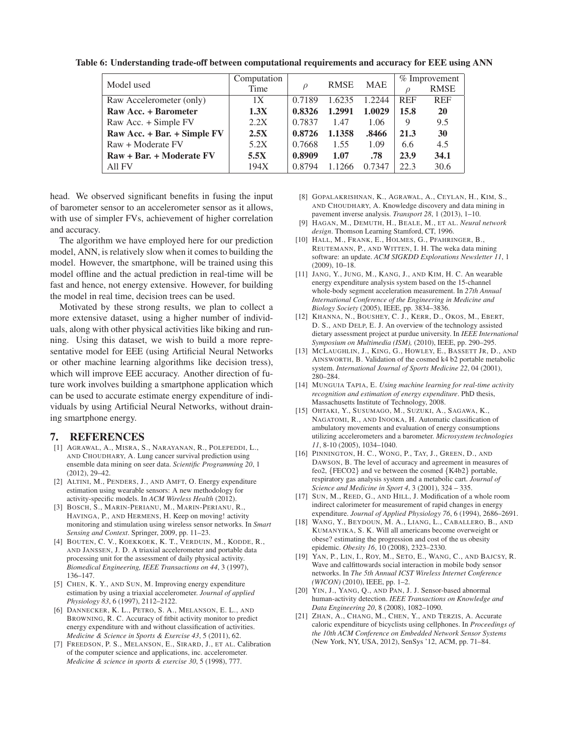**Table 6: Understanding trade-off between computational requirements and accuracy for EEE using ANN**

| Model used | Computation Time | $\rho$ | RMSE | MAE | % Improvement $\rho$ | % Improvement RMSE |
|---|---|---|---|---|---|---|
| Raw Accelerometer (only) | 1X | 0.7189 | 1.6235 | 1.2244 | REF | REF |
| **Raw Acc. + Barometer** | **1.3X** | **0.8326** | **1.2991** | **1.0029** | **15.8** | **20** |
| Raw Acc. + Simple FV | 2.2X | 0.7837 | 1.47 | 1.06 | 9 | 9.5 |
| **Raw Acc. + Bar. + Simple FV** | **2.5X** | **0.8726** | **1.1358** | **.8466** | **21.3** | **30** |
| Raw + Moderate FV | 5.2X | 0.7668 | 1.55 | 1.09 | 6.6 | 4.5 |
| **Raw + Bar. + Moderate FV** | **5.5X** | **0.8909** | **1.07** | **.78** | **23.9** | **34.1** |
| All FV | 194X | 0.8794 | 1.1266 | 0.7347 | 22.3 | 30.6 |

head. We observed significant benefits in fusing the input of barometer sensor to an accelerometer sensor as it allows, with use of simpler FVs, achievement of higher correlation and accuracy.

The algorithm we have employed here for our prediction model, ANN, is relatively slow when it comes to building the model. However, the smartphone, will be trained using this model offline and the actual prediction in real-time will be fast and hence, not energy extensive. However, for building the model in real time, decision trees can be used.

Motivated by these strong results, we plan to collect a more extensive dataset, using a higher number of individuals, along with other physical activities like biking and running. Using this dataset, we wish to build a more representative model for EEE (using Artificial Neural Networks or other machine learning algorithms like decision tress), which will improve EEE accuracy. Another direction of future work involves building a smartphone application which can be used to accurate estimate energy expenditure of individuals by using Artificial Neural Networks, without draining smartphone energy.

## 7. REFERENCES

[1] Agrawal, A., Misra, S., Narayanan, R., Polepeddi, L., and Choudhary, A. Lung cancer survival prediction using ensemble data mining on seer data. *Scientific Programming 20*, 1 (2012), 29–42.

[2] Altini, M., Penders, J., and Amft, O. Energy expenditure estimation using wearable sensors: A new methodology for activity-specific models. In *ACM Wireless Health* (2012).

[3] Bosch, S., Marin-Perianu, M., Marin-Perianu, R., Havinga, P., and Hermens, H. Keep on moving! activity monitoring and stimulation using wireless sensor networks. In *Smart Sensing and Context*. Springer, 2009, pp. 11–23.

[4] Bouten, C. V., Koekkoek, K. T., Verduin, M., Kodde, R., and Janssen, J. D. A triaxial accelerometer and portable data processing unit for the assessment of daily physical activity. *Biomedical Engineering, IEEE Transactions on 44*, 3 (1997), 136–147.

[5] Chen, K. Y., and Sun, M. Improving energy expenditure estimation by using a triaxial accelerometer. *Journal of applied Physiology 83*, 6 (1997), 2112–2122.

[6] Dannecker, K. L., Petro, S. A., Melanson, E. L., and Browning, R. C. Accuracy of fitbit activity monitor to predict energy expenditure with and without classification of activities. *Medicine & Science in Sports & Exercise 43*, 5 (2011), 62.

[7] Freedson, P. S., Melanson, E., Sirard, J., et al. Calibration of the computer science and applications, inc. accelerometer. *Medicine & science in sports & exercise 30*, 5 (1998), 777.

[8] Gopalakrishnan, K., Agrawal, A., Ceylan, H., Kim, S., and Choudhary, A. Knowledge discovery and data mining in pavement inverse analysis. *Transport 28*, 1 (2013), 1–10.

[9] Hagan, M., Demuth, H., Beale, M., et al. *Neural network design*. Thomson Learning Stamford, CT, 1996.

[10] Hall, M., Frank, E., Holmes, G., Pfahringer, B., Reutemann, P., and Witten, I. H. The weka data mining software: an update. *ACM SIGKDD Explorations Newsletter 11*, 1 (2009), 10–18.

[11] Jang, Y., Jung, M., Kang, J., and Kim, H. C. An wearable energy expenditure analysis system based on the 15-channel whole-body segment acceleration measurement. In *27th Annual International Conference of the Engineering in Medicine and Biology Society* (2005), IEEE, pp. 3834–3836.

[12] Khanna, N., Boushey, C. J., Kerr, D., Okos, M., Ebert, D. S., and Delp, E. J. An overview of the technology assisted dietary assessment project at purdue university. In *IEEE International Symposium on Multimedia (ISM),* (2010), IEEE, pp. 290–295.

[13] McLaughlin, J., King, G., Howley, E., Bassett Jr, D., and Ainsworth, B. Validation of the cosmed k4 b2 portable metabolic system. *International Journal of Sports Medicine 22*, 04 (2001), 280–284.

[14] Munguia Tapia, E. *Using machine learning for real-time activity recognition and estimation of energy expenditure*. PhD thesis, Massachusetts Institute of Technology, 2008.

[15] Ohtaki, Y., Susumago, M., Suzuki, A., Sagawa, K., Nagatomi, R., and Inooka, H. Automatic classification of ambulatory movements and evaluation of energy consumptions utilizing accelerometers and a barometer. *Microsystem technologies 11*, 8-10 (2005), 1034–1040.

[16] Pinnington, H. C., Wong, P., Tay, J., Green, D., and Dawson, B. The level of accuracy and agreement in measures of feo2, {FECO2} and ve between the cosmed {K4b2} portable, respiratory gas analysis system and a metabolic cart. *Journal of Science and Medicine in Sport 4*, 3 (2001), 324 – 335.

[17] Sun, M., Reed, G., and Hill, J. Modification of a whole room indirect calorimeter for measurement of rapid changes in energy expenditure. *Journal of Applied Physiology 76*, 6 (1994), 2686–2691.

[18] Wang, Y., Beydoun, M. A., Liang, L., Caballero, B., and Kumanyika, S. K. Will all americans become overweight or obese? estimating the progression and cost of the us obesity epidemic. *Obesity 16*, 10 (2008), 2323–2330.

[19] Yan, P., Lin, I., Roy, M., Seto, E., Wang, C., and Bajcsy, R. Wave and calfittowards social interaction in mobile body sensor networks. In *The 5th Annual ICST Wireless Internet Conference (WICON)* (2010), IEEE, pp. 1–2.

[20] Yin, J., Yang, Q., and Pan, J. J. Sensor-based abnormal human-activity detection. *IEEE Transactions on Knowledge and Data Engineering 20*, 8 (2008), 1082–1090.

[21] Zhan, A., Chang, M., Chen, Y., and Terzis, A. Accurate caloric expenditure of bicyclists using cellphones. In *Proceedings of the 10th ACM Conference on Embedded Network Sensor Systems* (New York, NY, USA, 2012), SenSys '12, ACM, pp. 71–84.